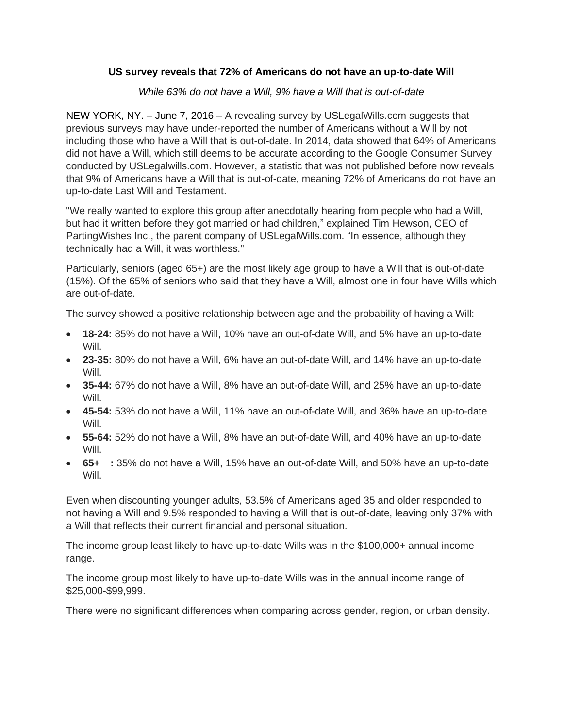**US survey reveals that 72% of Americans do not have an up-to-date Will**

*While 63% do not have a Will, 9% have a Will that is out-of-date*

NEW YORK, NY. – June 7, 2016 – A revealing survey by USLegalWills.com suggests that previous surveys may have under-reported the number of Americans without a Will by not including those who have a Will that is out-of-date. In 2014, data showed that 64% of Americans did not have a Will, which still deems to be accurate according to the Google Consumer Survey conducted by USLegalwills.com. However, a statistic that was not published before now reveals that 9% of Americans have a Will that is out-of-date, meaning 72% of Americans do not have an up-to-date Last Will and Testament.

"We really wanted to explore this group after anecdotally hearing from people who had a Will, but had it written before they got married or had children," explained Tim Hewson, CEO of PartingWishes Inc., the parent company of USLegalWills.com. "In essence, although they technically had a Will, it was worthless."

Particularly, seniors (aged 65+) are the most likely age group to have a Will that is out-of-date (15%). Of the 65% of seniors who said that they have a Will, almost one in four have Wills which are out-of-date.

The survey showed a positive relationship between age and the probability of having a Will:

- **18-24:** 85% do not have a Will, 10% have an out-of-date Will, and 5% have an up-to-date Will.
- **23-35:** 80% do not have a Will, 6% have an out-of-date Will, and 14% have an up-to-date Will.
- **35-44:** 67% do not have a Will, 8% have an out-of-date Will, and 25% have an up-to-date Will.
- **45-54:** 53% do not have a Will, 11% have an out-of-date Will, and 36% have an up-to-date Will.
- **55-64:** 52% do not have a Will, 8% have an out-of-date Will, and 40% have an up-to-date Will.
- **65+ :** 35% do not have a Will, 15% have an out-of-date Will, and 50% have an up-to-date Will.

Even when discounting younger adults, 53.5% of Americans aged 35 and older responded to not having a Will and 9.5% responded to having a Will that is out-of-date, leaving only 37% with a Will that reflects their current financial and personal situation.

The income group least likely to have up-to-date Wills was in the $100,000+ annual income range.

The income group most likely to have up-to-date Wills was in the annual income range of $25,000-$99,999.

There were no significant differences when comparing across gender, region, or urban density.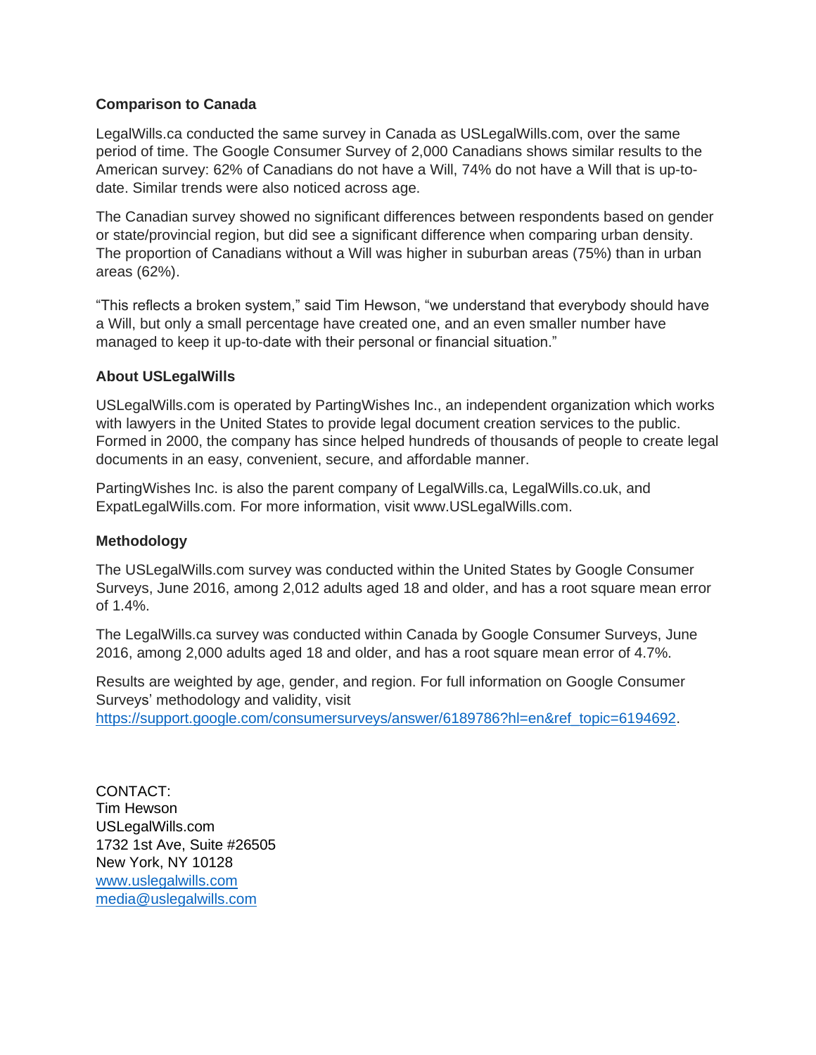**Comparison to Canada**

LegalWills.ca conducted the same survey in Canada as USLegalWills.com, over the same period of time. The Google Consumer Survey of 2,000 Canadians shows similar results to the American survey: 62% of Canadians do not have a Will, 74% do not have a Will that is up-to-date. Similar trends were also noticed across age.

The Canadian survey showed no significant differences between respondents based on gender or state/provincial region, but did see a significant difference when comparing urban density. The proportion of Canadians without a Will was higher in suburban areas (75%) than in urban areas (62%).

“This reflects a broken system,” said Tim Hewson, “we understand that everybody should have a Will, but only a small percentage have created one, and an even smaller number have managed to keep it up-to-date with their personal or financial situation.”

**About USLegalWills**

USLegalWills.com is operated by PartingWishes Inc., an independent organization which works with lawyers in the United States to provide legal document creation services to the public. Formed in 2000, the company has since helped hundreds of thousands of people to create legal documents in an easy, convenient, secure, and affordable manner.

PartingWishes Inc. is also the parent company of LegalWills.ca, LegalWills.co.uk, and ExpatLegalWills.com. For more information, visit www.USLegalWills.com.

**Methodology**

The USLegalWills.com survey was conducted within the United States by Google Consumer Surveys, June 2016, among 2,012 adults aged 18 and older, and has a root square mean error of 1.4%.

The LegalWills.ca survey was conducted within Canada by Google Consumer Surveys, June 2016, among 2,000 adults aged 18 and older, and has a root square mean error of 4.7%.

Results are weighted by age, gender, and region. For full information on Google Consumer Surveys’ methodology and validity, visit https://support.google.com/consumersurveys/answer/6189786?hl=en&ref_topic=6194692.

CONTACT:
Tim Hewson
USLegalWills.com
1732 1st Ave, Suite #26505
New York, NY 10128
www.uslegalwills.com
media@uslegalwills.com